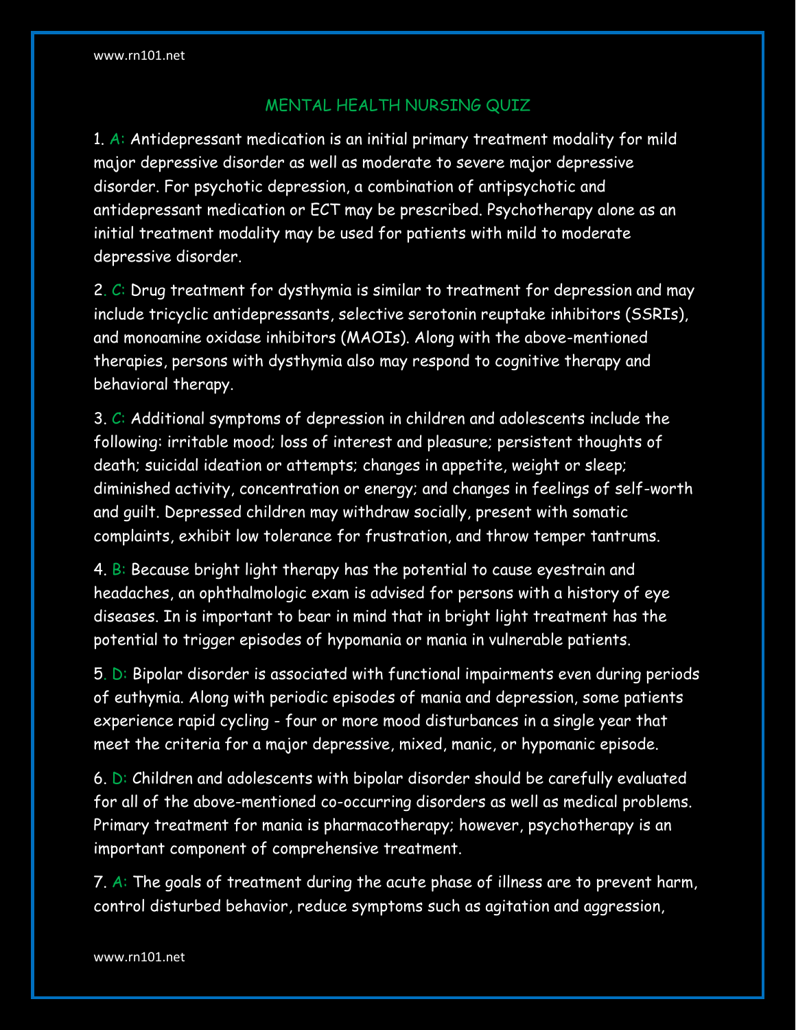## MENTAL HEALTH NURSING QUIZ

1. A: Antidepressant medication is an initial primary treatment modality for mild major depressive disorder as well as moderate to severe major depressive disorder. For psychotic depression, a combination of antipsychotic and antidepressant medication or ECT may be prescribed. Psychotherapy alone as an initial treatment modality may be used for patients with mild to moderate depressive disorder.

2. C: Drug treatment for dysthymia is similar to treatment for depression and may include tricyclic antidepressants, selective serotonin reuptake inhibitors (SSRIs), and monoamine oxidase inhibitors (MAOIs). Along with the above-mentioned therapies, persons with dysthymia also may respond to cognitive therapy and behavioral therapy.

3. C: Additional symptoms of depression in children and adolescents include the following: irritable mood; loss of interest and pleasure; persistent thoughts of death; suicidal ideation or attempts; changes in appetite, weight or sleep; diminished activity, concentration or energy; and changes in feelings of self-worth and guilt. Depressed children may withdraw socially, present with somatic complaints, exhibit low tolerance for frustration, and throw temper tantrums.

4. B: Because bright light therapy has the potential to cause eyestrain and headaches, an ophthalmologic exam is advised for persons with a history of eye diseases. In is important to bear in mind that in bright light treatment has the potential to trigger episodes of hypomania or mania in vulnerable patients.

5. D: Bipolar disorder is associated with functional impairments even during periods of euthymia. Along with periodic episodes of mania and depression, some patients experience rapid cycling - four or more mood disturbances in a single year that meet the criteria for a major depressive, mixed, manic, or hypomanic episode.

6. D: Children and adolescents with bipolar disorder should be carefully evaluated for all of the above-mentioned co-occurring disorders as well as medical problems. Primary treatment for mania is pharmacotherapy; however, psychotherapy is an important component of comprehensive treatment.

7. A: The goals of treatment during the acute phase of illness are to prevent harm, control disturbed behavior, reduce symptoms such as agitation and aggression,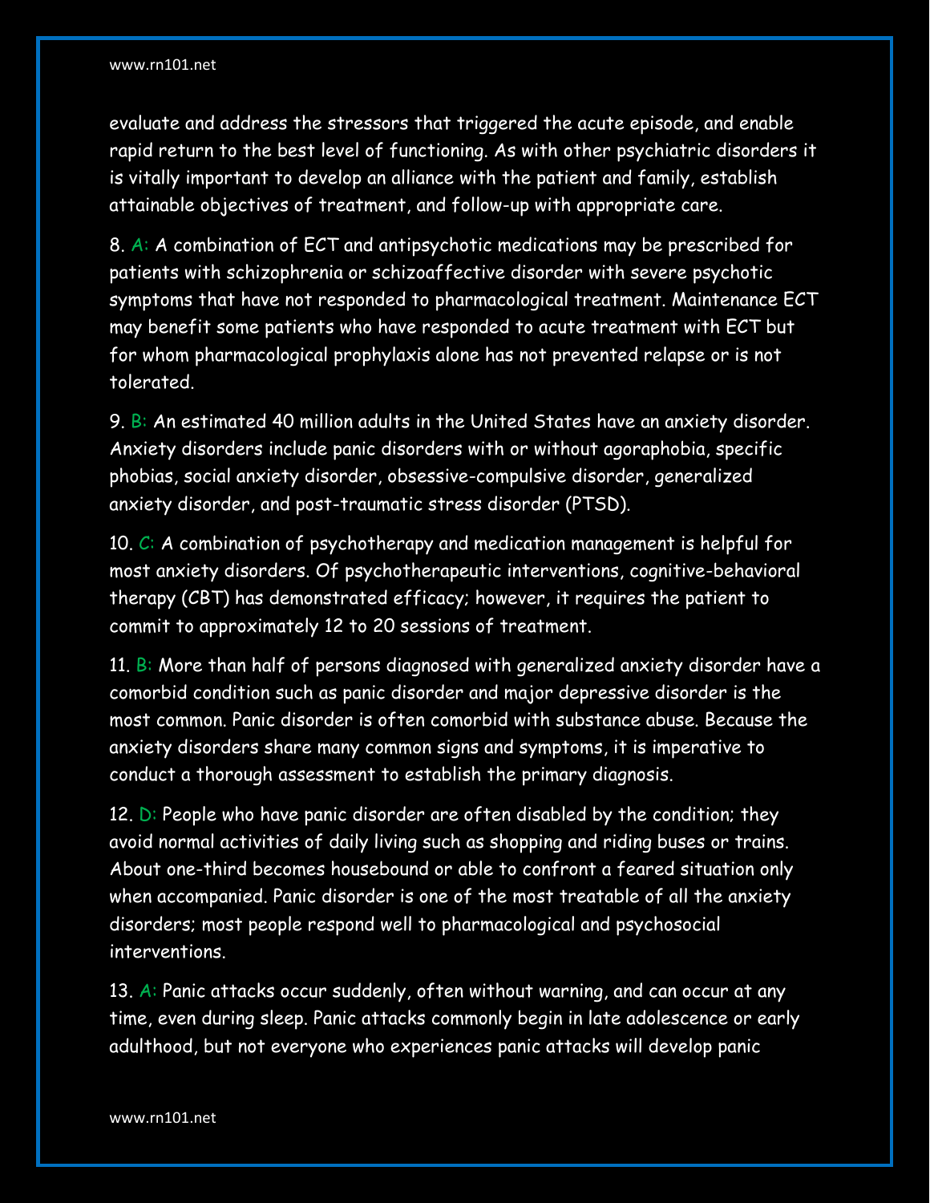evaluate and address the stressors that triggered the acute episode, and enable rapid return to the best level of functioning. As with other psychiatric disorders it is vitally important to develop an alliance with the patient and family, establish attainable objectives of treatment, and follow-up with appropriate care.

8. A: A combination of ECT and antipsychotic medications may be prescribed for patients with schizophrenia or schizoaffective disorder with severe psychotic symptoms that have not responded to pharmacological treatment. Maintenance ECT may benefit some patients who have responded to acute treatment with ECT but for whom pharmacological prophylaxis alone has not prevented relapse or is not tolerated.

9. B: An estimated 40 million adults in the United States have an anxiety disorder. Anxiety disorders include panic disorders with or without agoraphobia, specific phobias, social anxiety disorder, obsessive-compulsive disorder, generalized anxiety disorder, and post-traumatic stress disorder (PTSD).

10. C: A combination of psychotherapy and medication management is helpful for most anxiety disorders. Of psychotherapeutic interventions, cognitive-behavioral therapy (CBT) has demonstrated efficacy; however, it requires the patient to commit to approximately 12 to 20 sessions of treatment.

11. B: More than half of persons diagnosed with generalized anxiety disorder have a comorbid condition such as panic disorder and major depressive disorder is the most common. Panic disorder is often comorbid with substance abuse. Because the anxiety disorders share many common signs and symptoms, it is imperative to conduct a thorough assessment to establish the primary diagnosis.

12. D: People who have panic disorder are often disabled by the condition; they avoid normal activities of daily living such as shopping and riding buses or trains. About one-third becomes housebound or able to confront a feared situation only when accompanied. Panic disorder is one of the most treatable of all the anxiety disorders; most people respond well to pharmacological and psychosocial interventions.

13. A: Panic attacks occur suddenly, often without warning, and can occur at any time, even during sleep. Panic attacks commonly begin in late adolescence or early adulthood, but not everyone who experiences panic attacks will develop panic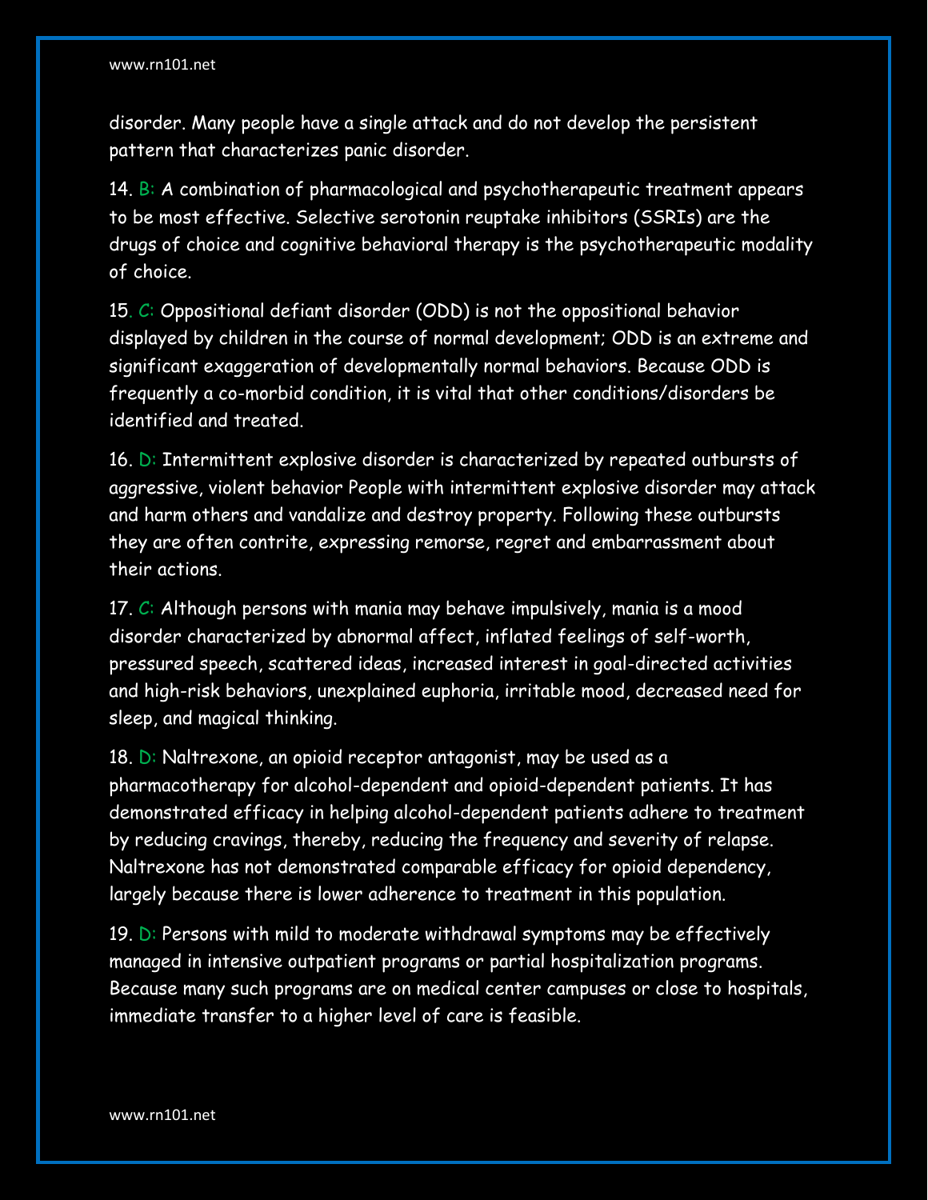disorder. Many people have a single attack and do not develop the persistent pattern that characterizes panic disorder.

14. B: A combination of pharmacological and psychotherapeutic treatment appears to be most effective. Selective serotonin reuptake inhibitors (SSRIs) are the drugs of choice and cognitive behavioral therapy is the psychotherapeutic modality of choice.

15. C: Oppositional defiant disorder (ODD) is not the oppositional behavior displayed by children in the course of normal development; ODD is an extreme and significant exaggeration of developmentally normal behaviors. Because ODD is frequently a co-morbid condition, it is vital that other conditions/disorders be identified and treated.

16. D: Intermittent explosive disorder is characterized by repeated outbursts of aggressive, violent behavior People with intermittent explosive disorder may attack and harm others and vandalize and destroy property. Following these outbursts they are often contrite, expressing remorse, regret and embarrassment about their actions.

17. C: Although persons with mania may behave impulsively, mania is a mood disorder characterized by abnormal affect, inflated feelings of self-worth, pressured speech, scattered ideas, increased interest in goal-directed activities and high-risk behaviors, unexplained euphoria, irritable mood, decreased need for sleep, and magical thinking.

18. D: Naltrexone, an opioid receptor antagonist, may be used as a pharmacotherapy for alcohol-dependent and opioid-dependent patients. It has demonstrated efficacy in helping alcohol-dependent patients adhere to treatment by reducing cravings, thereby, reducing the frequency and severity of relapse. Naltrexone has not demonstrated comparable efficacy for opioid dependency, largely because there is lower adherence to treatment in this population.

19. D: Persons with mild to moderate withdrawal symptoms may be effectively managed in intensive outpatient programs or partial hospitalization programs. Because many such programs are on medical center campuses or close to hospitals, immediate transfer to a higher level of care is feasible.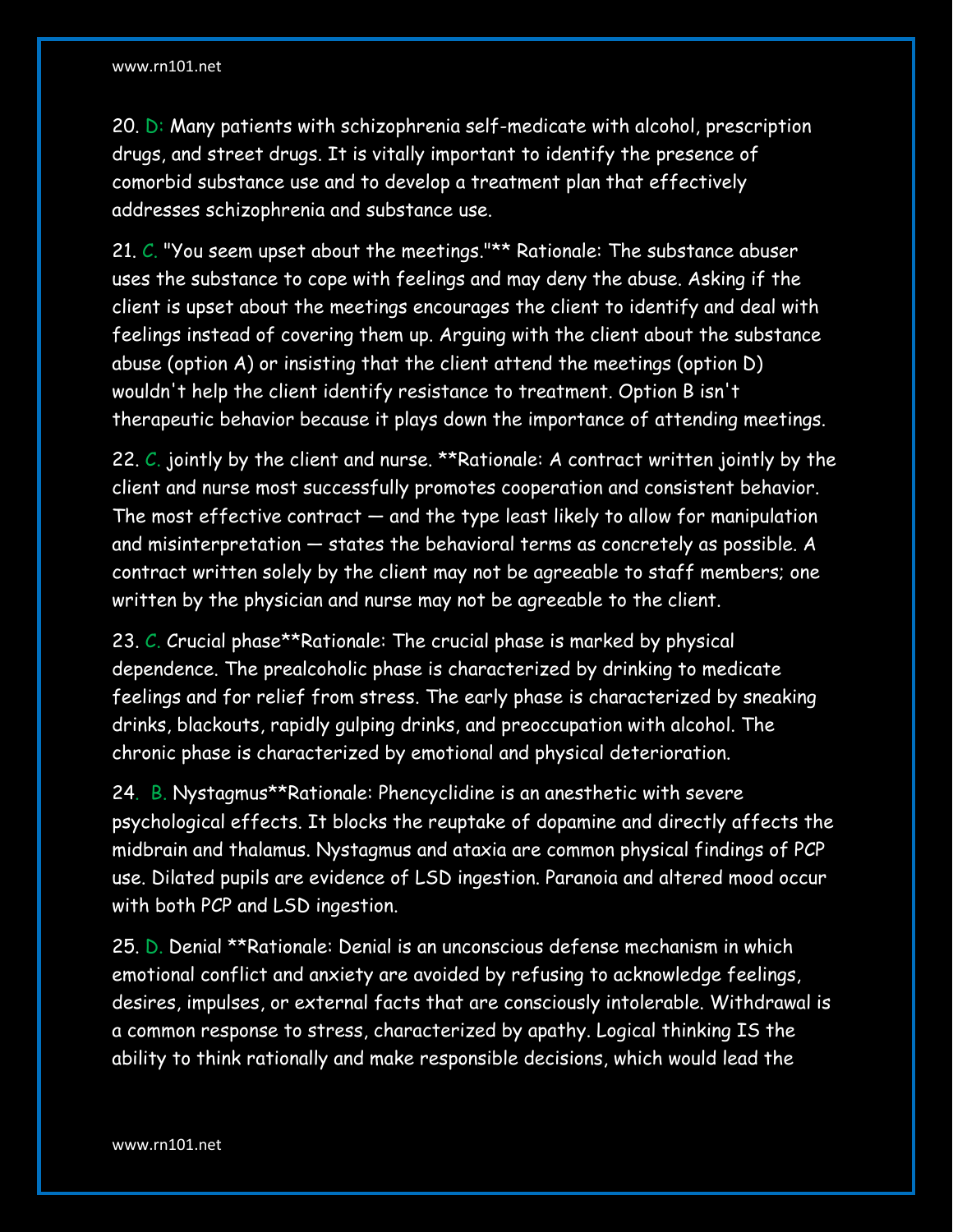20. D: Many patients with schizophrenia self-medicate with alcohol, prescription drugs, and street drugs. It is vitally important to identify the presence of comorbid substance use and to develop a treatment plan that effectively addresses schizophrenia and substance use.

21. C. "You seem upset about the meetings."** Rationale: The substance abuser uses the substance to cope with feelings and may deny the abuse. Asking if the client is upset about the meetings encourages the client to identify and deal with feelings instead of covering them up. Arguing with the client about the substance abuse (option A) or insisting that the client attend the meetings (option D) wouldn't help the client identify resistance to treatment. Option B isn't therapeutic behavior because it plays down the importance of attending meetings.

22. C. jointly by the client and nurse. **Rationale: A contract written jointly by the client and nurse most successfully promotes cooperation and consistent behavior. The most effective contract — and the type least likely to allow for manipulation and misinterpretation — states the behavioral terms as concretely as possible. A contract written solely by the client may not be agreeable to staff members; one written by the physician and nurse may not be agreeable to the client.

23. C. Crucial phase**Rationale: The crucial phase is marked by physical dependence. The prealcoholic phase is characterized by drinking to medicate feelings and for relief from stress. The early phase is characterized by sneaking drinks, blackouts, rapidly gulping drinks, and preoccupation with alcohol. The chronic phase is characterized by emotional and physical deterioration.

24. B. Nystagmus**Rationale: Phencyclidine is an anesthetic with severe psychological effects. It blocks the reuptake of dopamine and directly affects the midbrain and thalamus. Nystagmus and ataxia are common physical findings of PCP use. Dilated pupils are evidence of LSD ingestion. Paranoia and altered mood occur with both PCP and LSD ingestion.

25. D. Denial **Rationale: Denial is an unconscious defense mechanism in which emotional conflict and anxiety are avoided by refusing to acknowledge feelings, desires, impulses, or external facts that are consciously intolerable. Withdrawal is a common response to stress, characterized by apathy. Logical thinking IS the ability to think rationally and make responsible decisions, which would lead the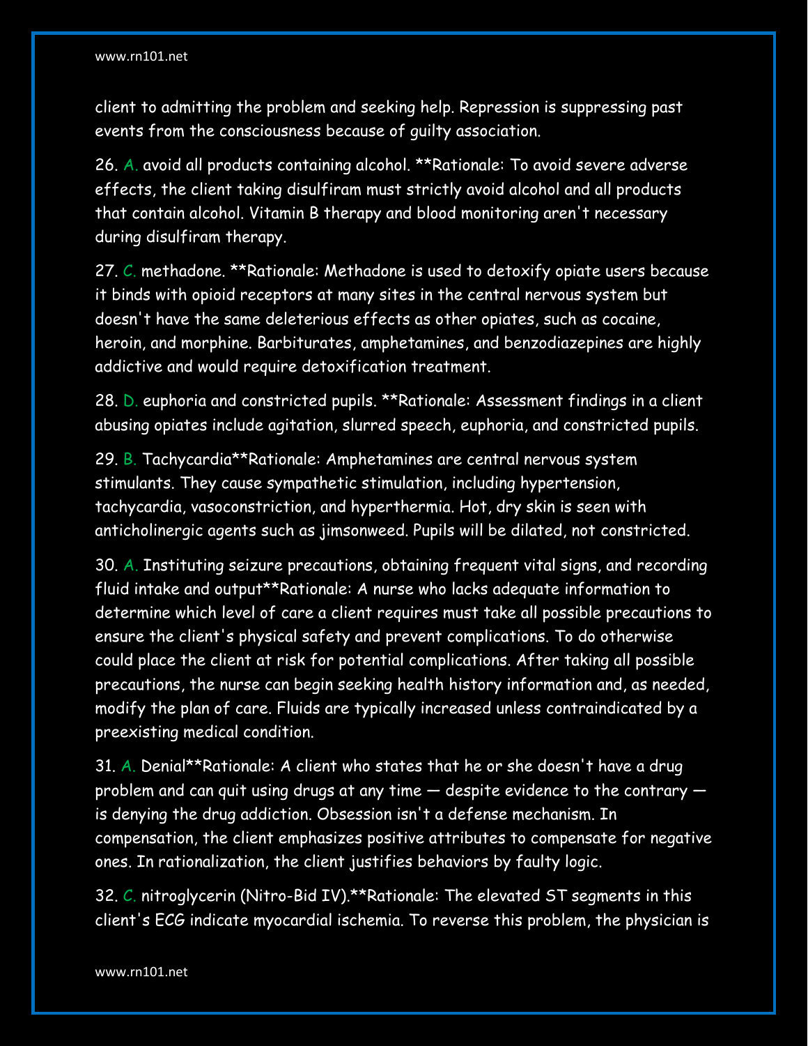client to admitting the problem and seeking help. Repression is suppressing past events from the consciousness because of guilty association.

26. A. avoid all products containing alcohol. **Rationale: To avoid severe adverse effects, the client taking disulfiram must strictly avoid alcohol and all products that contain alcohol. Vitamin B therapy and blood monitoring aren't necessary during disulfiram therapy.

27. C. methadone. **Rationale: Methadone is used to detoxify opiate users because it binds with opioid receptors at many sites in the central nervous system but doesn't have the same deleterious effects as other opiates, such as cocaine, heroin, and morphine. Barbiturates, amphetamines, and benzodiazepines are highly addictive and would require detoxification treatment.

28. D. euphoria and constricted pupils. **Rationale: Assessment findings in a client abusing opiates include agitation, slurred speech, euphoria, and constricted pupils.

29. B. Tachycardia**Rationale: Amphetamines are central nervous system stimulants. They cause sympathetic stimulation, including hypertension, tachycardia, vasoconstriction, and hyperthermia. Hot, dry skin is seen with anticholinergic agents such as jimsonweed. Pupils will be dilated, not constricted.

30. A. Instituting seizure precautions, obtaining frequent vital signs, and recording fluid intake and output**Rationale: A nurse who lacks adequate information to determine which level of care a client requires must take all possible precautions to ensure the client's physical safety and prevent complications. To do otherwise could place the client at risk for potential complications. After taking all possible precautions, the nurse can begin seeking health history information and, as needed, modify the plan of care. Fluids are typically increased unless contraindicated by a preexisting medical condition.

31. A. Denial**Rationale: A client who states that he or she doesn't have a drug problem and can quit using drugs at any time — despite evidence to the contrary — is denying the drug addiction. Obsession isn't a defense mechanism. In compensation, the client emphasizes positive attributes to compensate for negative ones. In rationalization, the client justifies behaviors by faulty logic.

32. C. nitroglycerin (Nitro-Bid IV).**Rationale: The elevated ST segments in this client's ECG indicate myocardial ischemia. To reverse this problem, the physician is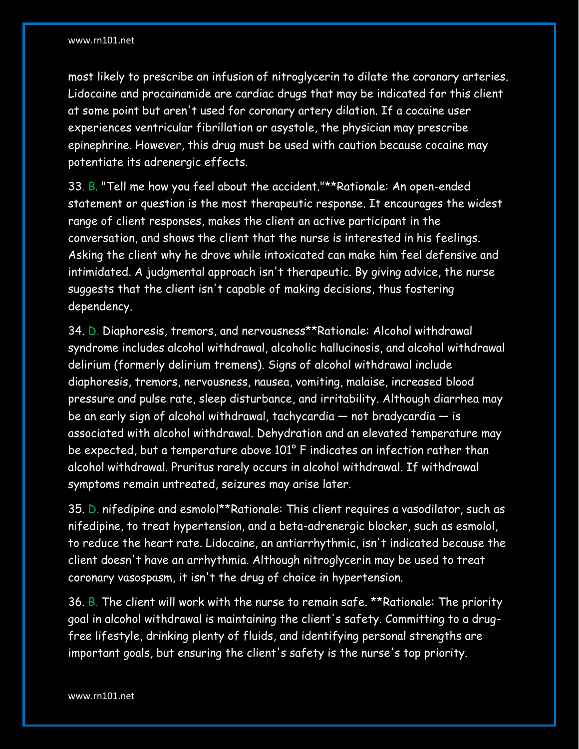most likely to prescribe an infusion of nitroglycerin to dilate the coronary arteries. Lidocaine and procainamide are cardiac drugs that may be indicated for this client at some point but aren't used for coronary artery dilation. If a cocaine user experiences ventricular fibrillation or asystole, the physician may prescribe epinephrine. However, this drug must be used with caution because cocaine may potentiate its adrenergic effects.

33. B. "Tell me how you feel about the accident."**Rationale: An open-ended statement or question is the most therapeutic response. It encourages the widest range of client responses, makes the client an active participant in the conversation, and shows the client that the nurse is interested in his feelings. Asking the client why he drove while intoxicated can make him feel defensive and intimidated. A judgmental approach isn't therapeutic. By giving advice, the nurse suggests that the client isn't capable of making decisions, thus fostering dependency.

34. D. Diaphoresis, tremors, and nervousness**Rationale: Alcohol withdrawal syndrome includes alcohol withdrawal, alcoholic hallucinosis, and alcohol withdrawal delirium (formerly delirium tremens). Signs of alcohol withdrawal include diaphoresis, tremors, nervousness, nausea, vomiting, malaise, increased blood pressure and pulse rate, sleep disturbance, and irritability. Although diarrhea may be an early sign of alcohol withdrawal, tachycardia — not bradycardia — is associated with alcohol withdrawal. Dehydration and an elevated temperature may be expected, but a temperature above 101° F indicates an infection rather than alcohol withdrawal. Pruritus rarely occurs in alcohol withdrawal. If withdrawal symptoms remain untreated, seizures may arise later.

35. D. nifedipine and esmolol**Rationale: This client requires a vasodilator, such as nifedipine, to treat hypertension, and a beta-adrenergic blocker, such as esmolol, to reduce the heart rate. Lidocaine, an antiarrhythmic, isn't indicated because the client doesn't have an arrhythmia. Although nitroglycerin may be used to treat coronary vasospasm, it isn't the drug of choice in hypertension.

36. B. The client will work with the nurse to remain safe. **Rationale: The priority goal in alcohol withdrawal is maintaining the client's safety. Committing to a drug-free lifestyle, drinking plenty of fluids, and identifying personal strengths are important goals, but ensuring the client's safety is the nurse's top priority.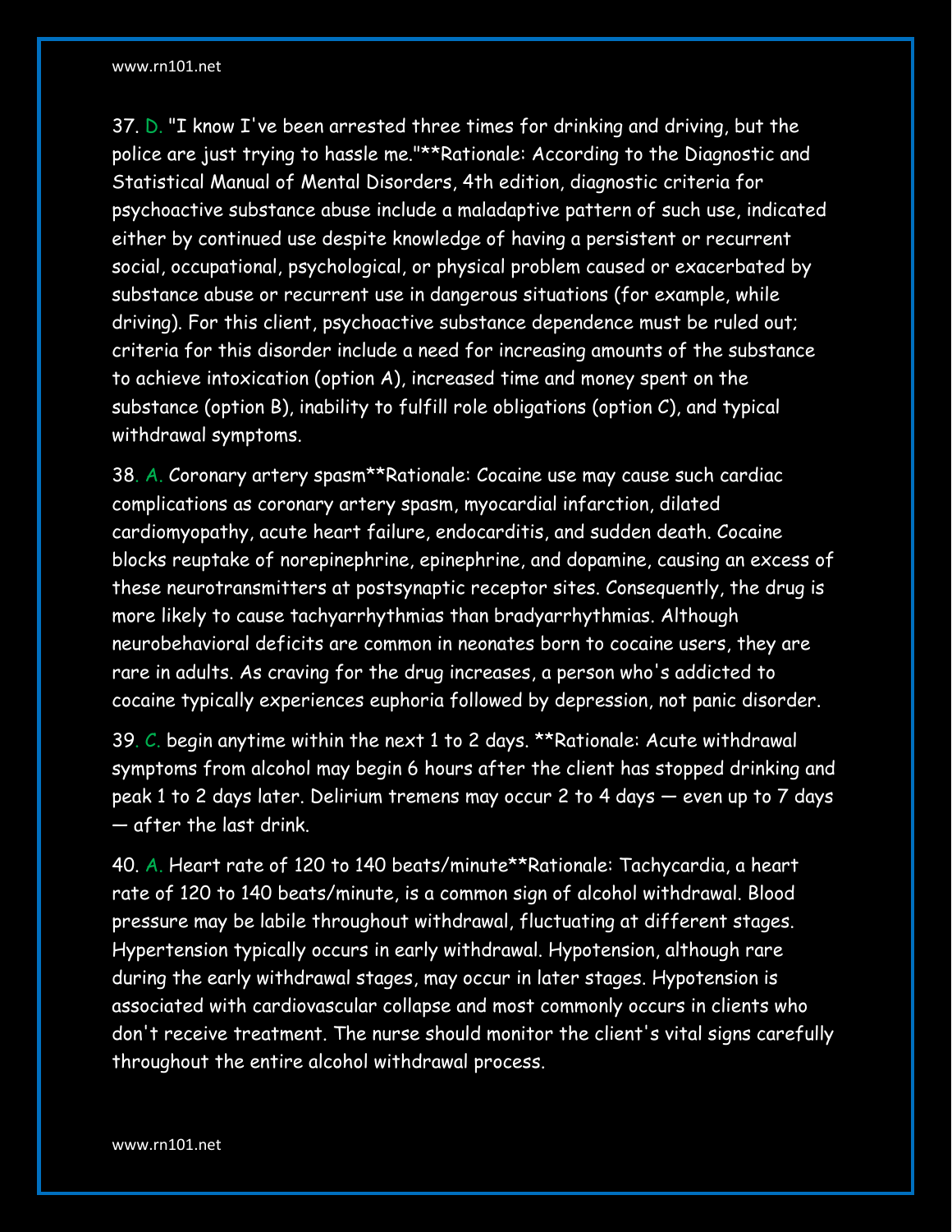37. D. "I know I've been arrested three times for drinking and driving, but the police are just trying to hassle me."**Rationale: According to the Diagnostic and Statistical Manual of Mental Disorders, 4th edition, diagnostic criteria for psychoactive substance abuse include a maladaptive pattern of such use, indicated either by continued use despite knowledge of having a persistent or recurrent social, occupational, psychological, or physical problem caused or exacerbated by substance abuse or recurrent use in dangerous situations (for example, while driving). For this client, psychoactive substance dependence must be ruled out; criteria for this disorder include a need for increasing amounts of the substance to achieve intoxication (option A), increased time and money spent on the substance (option B), inability to fulfill role obligations (option C), and typical withdrawal symptoms.

38. A. Coronary artery spasm**Rationale: Cocaine use may cause such cardiac complications as coronary artery spasm, myocardial infarction, dilated cardiomyopathy, acute heart failure, endocarditis, and sudden death. Cocaine blocks reuptake of norepinephrine, epinephrine, and dopamine, causing an excess of these neurotransmitters at postsynaptic receptor sites. Consequently, the drug is more likely to cause tachyarrhythmias than bradyarrhythmias. Although neurobehavioral deficits are common in neonates born to cocaine users, they are rare in adults. As craving for the drug increases, a person who's addicted to cocaine typically experiences euphoria followed by depression, not panic disorder.

39. C. begin anytime within the next 1 to 2 days. **Rationale: Acute withdrawal symptoms from alcohol may begin 6 hours after the client has stopped drinking and peak 1 to 2 days later. Delirium tremens may occur 2 to 4 days — even up to 7 days — after the last drink.

40. A. Heart rate of 120 to 140 beats/minute**Rationale: Tachycardia, a heart rate of 120 to 140 beats/minute, is a common sign of alcohol withdrawal. Blood pressure may be labile throughout withdrawal, fluctuating at different stages. Hypertension typically occurs in early withdrawal. Hypotension, although rare during the early withdrawal stages, may occur in later stages. Hypotension is associated with cardiovascular collapse and most commonly occurs in clients who don't receive treatment. The nurse should monitor the client's vital signs carefully throughout the entire alcohol withdrawal process.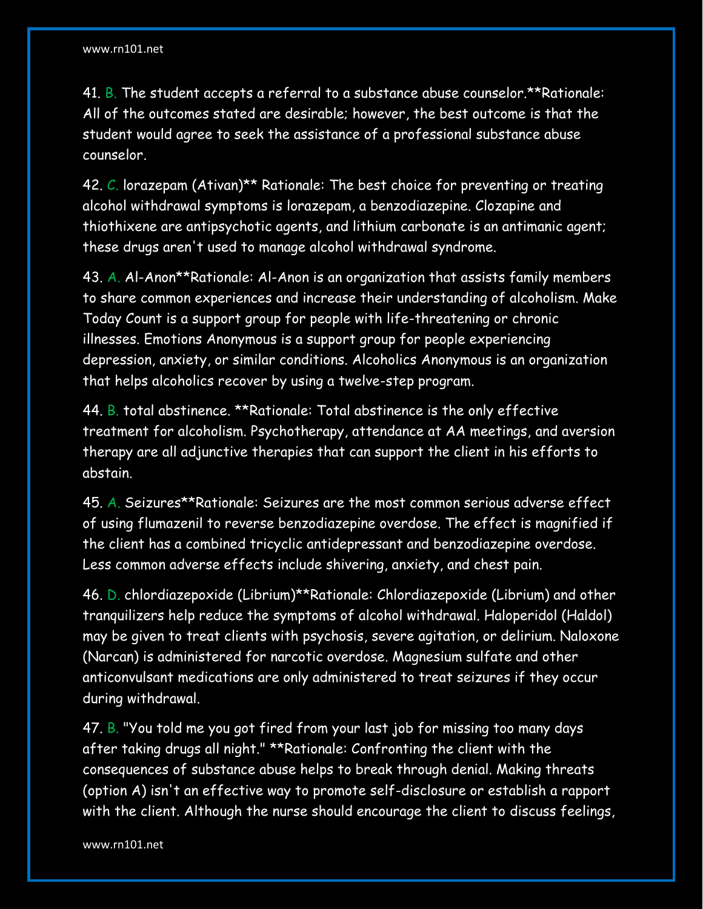41. B. The student accepts a referral to a substance abuse counselor.**Rationale: All of the outcomes stated are desirable; however, the best outcome is that the student would agree to seek the assistance of a professional substance abuse counselor.

42. C. lorazepam (Ativan)** Rationale: The best choice for preventing or treating alcohol withdrawal symptoms is lorazepam, a benzodiazepine. Clozapine and thiothixene are antipsychotic agents, and lithium carbonate is an antimanic agent; these drugs aren't used to manage alcohol withdrawal syndrome.

43. A. Al-Anon**Rationale: Al-Anon is an organization that assists family members to share common experiences and increase their understanding of alcoholism. Make Today Count is a support group for people with life-threatening or chronic illnesses. Emotions Anonymous is a support group for people experiencing depression, anxiety, or similar conditions. Alcoholics Anonymous is an organization that helps alcoholics recover by using a twelve-step program.

44. B. total abstinence. **Rationale: Total abstinence is the only effective treatment for alcoholism. Psychotherapy, attendance at AA meetings, and aversion therapy are all adjunctive therapies that can support the client in his efforts to abstain.

45. A. Seizures**Rationale: Seizures are the most common serious adverse effect of using flumazenil to reverse benzodiazepine overdose. The effect is magnified if the client has a combined tricyclic antidepressant and benzodiazepine overdose. Less common adverse effects include shivering, anxiety, and chest pain.

46. D. chlordiazepoxide (Librium)**Rationale: Chlordiazepoxide (Librium) and other tranquilizers help reduce the symptoms of alcohol withdrawal. Haloperidol (Haldol) may be given to treat clients with psychosis, severe agitation, or delirium. Naloxone (Narcan) is administered for narcotic overdose. Magnesium sulfate and other anticonvulsant medications are only administered to treat seizures if they occur during withdrawal.

47. B. "You told me you got fired from your last job for missing too many days after taking drugs all night." **Rationale: Confronting the client with the consequences of substance abuse helps to break through denial. Making threats (option A) isn't an effective way to promote self-disclosure or establish a rapport with the client. Although the nurse should encourage the client to discuss feelings,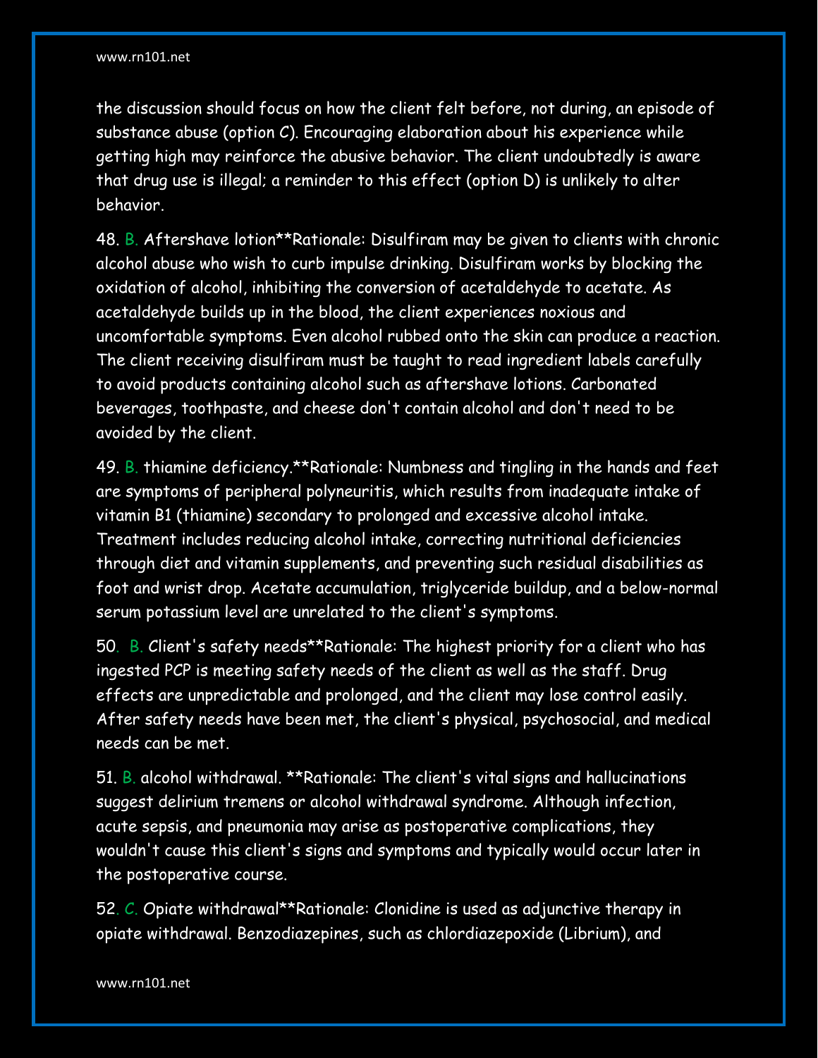the discussion should focus on how the client felt before, not during, an episode of substance abuse (option C). Encouraging elaboration about his experience while getting high may reinforce the abusive behavior. The client undoubtedly is aware that drug use is illegal; a reminder to this effect (option D) is unlikely to alter behavior.

48. B. Aftershave lotion**Rationale: Disulfiram may be given to clients with chronic alcohol abuse who wish to curb impulse drinking. Disulfiram works by blocking the oxidation of alcohol, inhibiting the conversion of acetaldehyde to acetate. As acetaldehyde builds up in the blood, the client experiences noxious and uncomfortable symptoms. Even alcohol rubbed onto the skin can produce a reaction. The client receiving disulfiram must be taught to read ingredient labels carefully to avoid products containing alcohol such as aftershave lotions. Carbonated beverages, toothpaste, and cheese don't contain alcohol and don't need to be avoided by the client.

49. B. thiamine deficiency.**Rationale: Numbness and tingling in the hands and feet are symptoms of peripheral polyneuritis, which results from inadequate intake of vitamin B1 (thiamine) secondary to prolonged and excessive alcohol intake. Treatment includes reducing alcohol intake, correcting nutritional deficiencies through diet and vitamin supplements, and preventing such residual disabilities as foot and wrist drop. Acetate accumulation, triglyceride buildup, and a below-normal serum potassium level are unrelated to the client's symptoms.

50. B. Client's safety needs**Rationale: The highest priority for a client who has ingested PCP is meeting safety needs of the client as well as the staff. Drug effects are unpredictable and prolonged, and the client may lose control easily. After safety needs have been met, the client's physical, psychosocial, and medical needs can be met.

51. B. alcohol withdrawal. **Rationale: The client's vital signs and hallucinations suggest delirium tremens or alcohol withdrawal syndrome. Although infection, acute sepsis, and pneumonia may arise as postoperative complications, they wouldn't cause this client's signs and symptoms and typically would occur later in the postoperative course.

52. C. Opiate withdrawal**Rationale: Clonidine is used as adjunctive therapy in opiate withdrawal. Benzodiazepines, such as chlordiazepoxide (Librium), and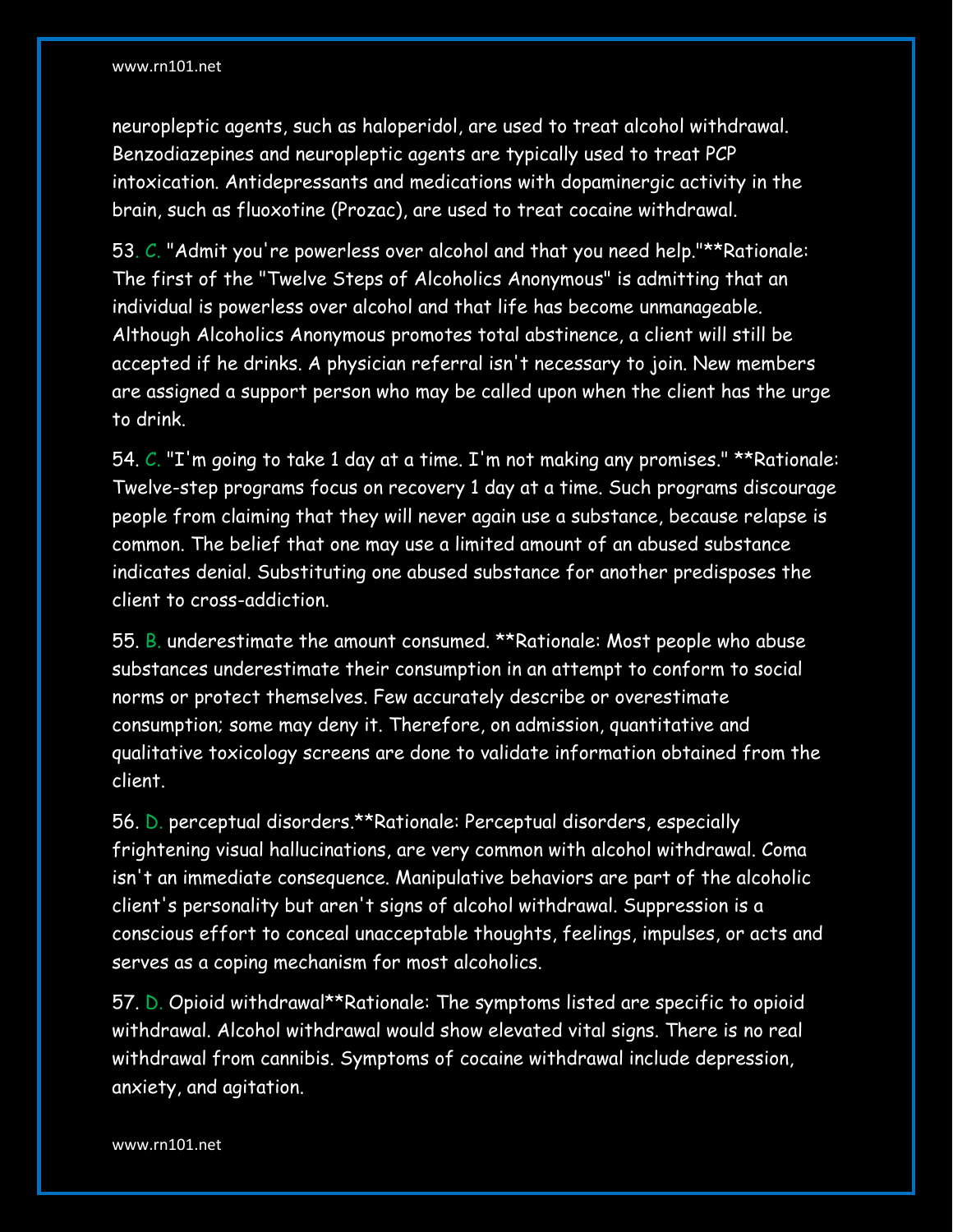neuropleptic agents, such as haloperidol, are used to treat alcohol withdrawal. Benzodiazepines and neuropleptic agents are typically used to treat PCP intoxication. Antidepressants and medications with dopaminergic activity in the brain, such as fluoxotine (Prozac), are used to treat cocaine withdrawal.

53. C. "Admit you're powerless over alcohol and that you need help."**Rationale: The first of the "Twelve Steps of Alcoholics Anonymous" is admitting that an individual is powerless over alcohol and that life has become unmanageable. Although Alcoholics Anonymous promotes total abstinence, a client will still be accepted if he drinks. A physician referral isn't necessary to join. New members are assigned a support person who may be called upon when the client has the urge to drink.

54. C. "I'm going to take 1 day at a time. I'm not making any promises." **Rationale: Twelve-step programs focus on recovery 1 day at a time. Such programs discourage people from claiming that they will never again use a substance, because relapse is common. The belief that one may use a limited amount of an abused substance indicates denial. Substituting one abused substance for another predisposes the client to cross-addiction.

55. B. underestimate the amount consumed. **Rationale: Most people who abuse substances underestimate their consumption in an attempt to conform to social norms or protect themselves. Few accurately describe or overestimate consumption; some may deny it. Therefore, on admission, quantitative and qualitative toxicology screens are done to validate information obtained from the client.

56. D. perceptual disorders.**Rationale: Perceptual disorders, especially frightening visual hallucinations, are very common with alcohol withdrawal. Coma isn't an immediate consequence. Manipulative behaviors are part of the alcoholic client's personality but aren't signs of alcohol withdrawal. Suppression is a conscious effort to conceal unacceptable thoughts, feelings, impulses, or acts and serves as a coping mechanism for most alcoholics.

57. D. Opioid withdrawal**Rationale: The symptoms listed are specific to opioid withdrawal. Alcohol withdrawal would show elevated vital signs. There is no real withdrawal from cannibis. Symptoms of cocaine withdrawal include depression, anxiety, and agitation.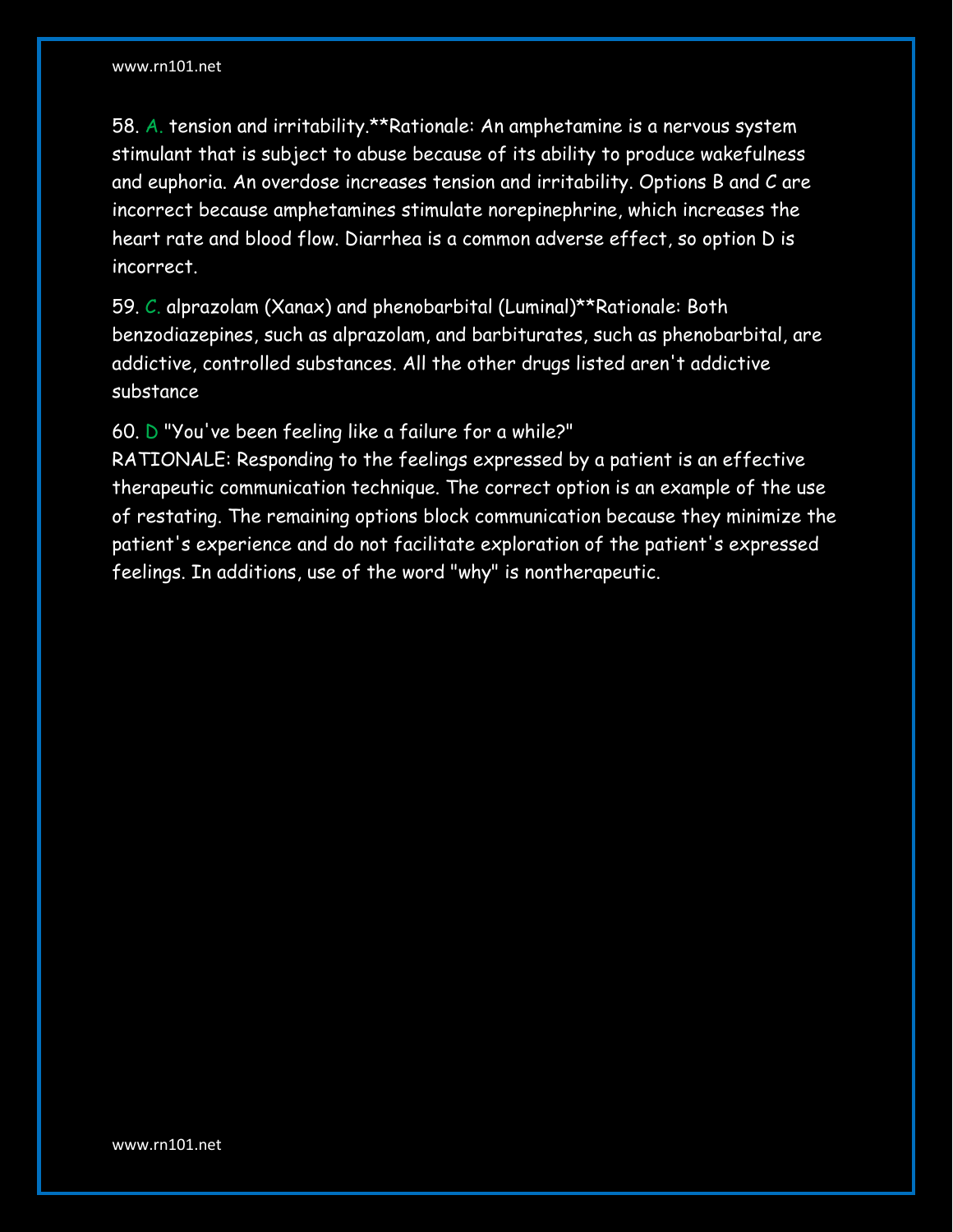58. A. tension and irritability.**Rationale: An amphetamine is a nervous system stimulant that is subject to abuse because of its ability to produce wakefulness and euphoria. An overdose increases tension and irritability. Options B and C are incorrect because amphetamines stimulate norepinephrine, which increases the heart rate and blood flow. Diarrhea is a common adverse effect, so option D is incorrect.

59. C. alprazolam (Xanax) and phenobarbital (Luminal)**Rationale: Both benzodiazepines, such as alprazolam, and barbiturates, such as phenobarbital, are addictive, controlled substances. All the other drugs listed aren't addictive substance

60. D "You've been feeling like a failure for a while?"
RATIONALE: Responding to the feelings expressed by a patient is an effective therapeutic communication technique. The correct option is an example of the use of restating. The remaining options block communication because they minimize the patient's experience and do not facilitate exploration of the patient's expressed feelings. In additions, use of the word "why" is nontherapeutic.